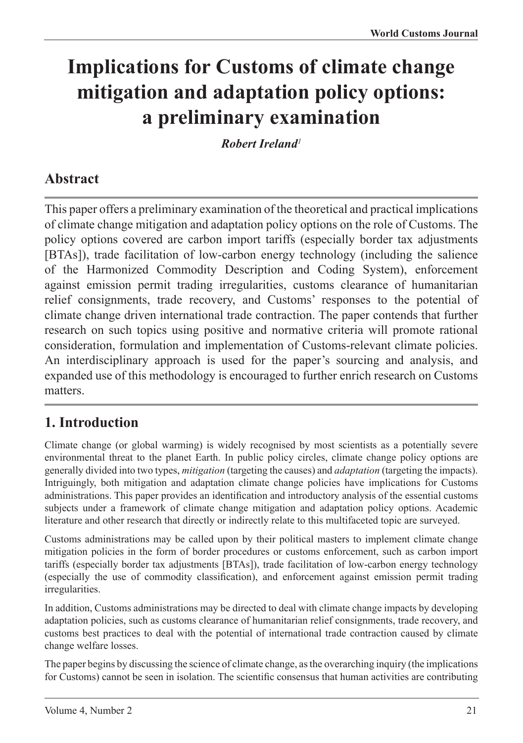# Implications for Customs of climate change mitigation and adaptation policy options: a preliminary examination

***Robert Ireland***[1]

## Abstract

This paper offers a preliminary examination of the theoretical and practical implications of climate change mitigation and adaptation policy options on the role of Customs. The policy options covered are carbon import tariffs (especially border tax adjustments [BTAs]), trade facilitation of low-carbon energy technology (including the salience of the Harmonized Commodity Description and Coding System), enforcement against emission permit trading irregularities, customs clearance of humanitarian relief consignments, trade recovery, and Customs' responses to the potential of climate change driven international trade contraction. The paper contends that further research on such topics using positive and normative criteria will promote rational consideration, formulation and implementation of Customs-relevant climate policies. An interdisciplinary approach is used for the paper's sourcing and analysis, and expanded use of this methodology is encouraged to further enrich research on Customs matters.

## 1. Introduction

Climate change (or global warming) is widely recognised by most scientists as a potentially severe environmental threat to the planet Earth. In public policy circles, climate change policy options are generally divided into two types, *mitigation* (targeting the causes) and *adaptation* (targeting the impacts). Intriguingly, both mitigation and adaptation climate change policies have implications for Customs administrations. This paper provides an identification and introductory analysis of the essential customs subjects under a framework of climate change mitigation and adaptation policy options. Academic literature and other research that directly or indirectly relate to this multifaceted topic are surveyed.

Customs administrations may be called upon by their political masters to implement climate change mitigation policies in the form of border procedures or customs enforcement, such as carbon import tariffs (especially border tax adjustments [BTAs]), trade facilitation of low-carbon energy technology (especially the use of commodity classification), and enforcement against emission permit trading irregularities.

In addition, Customs administrations may be directed to deal with climate change impacts by developing adaptation policies, such as customs clearance of humanitarian relief consignments, trade recovery, and customs best practices to deal with the potential of international trade contraction caused by climate change welfare losses.

The paper begins by discussing the science of climate change, as the overarching inquiry (the implications for Customs) cannot be seen in isolation. The scientific consensus that human activities are contributing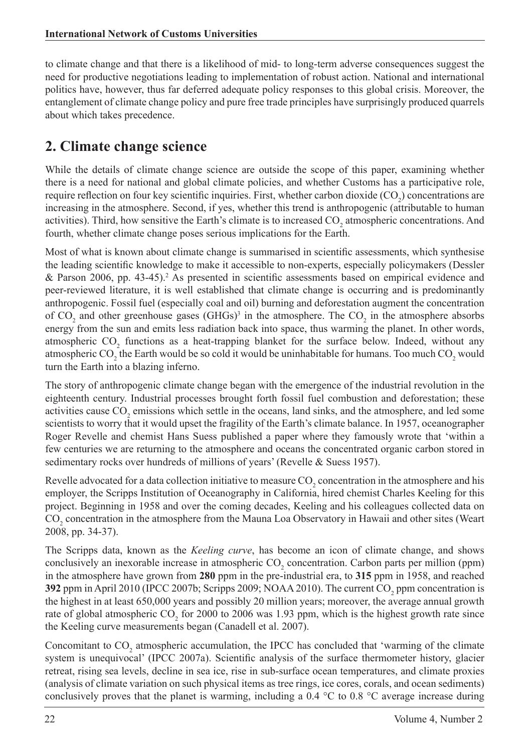to climate change and that there is a likelihood of mid- to long-term adverse consequences suggest the need for productive negotiations leading to implementation of robust action. National and international politics have, however, thus far deferred adequate policy responses to this global crisis. Moreover, the entanglement of climate change policy and pure free trade principles have surprisingly produced quarrels about which takes precedence.

## 2. Climate change science

While the details of climate change science are outside the scope of this paper, examining whether there is a need for national and global climate policies, and whether Customs has a participative role, require reflection on four key scientific inquiries. First, whether carbon dioxide ($CO_2$) concentrations are increasing in the atmosphere. Second, if yes, whether this trend is anthropogenic (attributable to human activities). Third, how sensitive the Earth's climate is to increased $CO_2$ atmospheric concentrations. And fourth, whether climate change poses serious implications for the Earth.

Most of what is known about climate change is summarised in scientific assessments, which synthesise the leading scientific knowledge to make it accessible to non-experts, especially policymakers (Dessler & Parson 2006, pp. 43-45).[2] As presented in scientific assessments based on empirical evidence and peer-reviewed literature, it is well established that climate change is occurring and is predominantly anthropogenic. Fossil fuel (especially coal and oil) burning and deforestation augment the concentration of $CO_2$ and other greenhouse gases (GHGs)[3] in the atmosphere. The $CO_2$ in the atmosphere absorbs energy from the sun and emits less radiation back into space, thus warming the planet. In other words, atmospheric $CO_2$ functions as a heat-trapping blanket for the surface below. Indeed, without any atmospheric $CO_2$ the Earth would be so cold it would be uninhabitable for humans. Too much $CO_2$ would turn the Earth into a blazing inferno.

The story of anthropogenic climate change began with the emergence of the industrial revolution in the eighteenth century. Industrial processes brought forth fossil fuel combustion and deforestation; these activities cause $CO_2$ emissions which settle in the oceans, land sinks, and the atmosphere, and led some scientists to worry that it would upset the fragility of the Earth's climate balance. In 1957, oceanographer Roger Revelle and chemist Hans Suess published a paper where they famously wrote that 'within a few centuries we are returning to the atmosphere and oceans the concentrated organic carbon stored in sedimentary rocks over hundreds of millions of years' (Revelle & Suess 1957).

Revelle advocated for a data collection initiative to measure $CO_2$ concentration in the atmosphere and his employer, the Scripps Institution of Oceanography in California, hired chemist Charles Keeling for this project. Beginning in 1958 and over the coming decades, Keeling and his colleagues collected data on $CO_2$ concentration in the atmosphere from the Mauna Loa Observatory in Hawaii and other sites (Weart 2008, pp. 34-37).

The Scripps data, known as the *Keeling curve*, has become an icon of climate change, and shows conclusively an inexorable increase in atmospheric $CO_2$ concentration. Carbon parts per million (ppm) in the atmosphere have grown from **280** ppm in the pre-industrial era, to **315** ppm in 1958, and reached **392** ppm in April 2010 (IPCC 2007b; Scripps 2009; NOAA 2010). The current $CO_2$ ppm concentration is the highest in at least 650,000 years and possibly 20 million years; moreover, the average annual growth rate of global atmospheric $CO_2$ for 2000 to 2006 was 1.93 ppm, which is the highest growth rate since the Keeling curve measurements began (Canadell et al. 2007).

Concomitant to $CO_2$ atmospheric accumulation, the IPCC has concluded that 'warming of the climate system is unequivocal' (IPCC 2007a). Scientific analysis of the surface thermometer history, glacier retreat, rising sea levels, decline in sea ice, rise in sub-surface ocean temperatures, and climate proxies (analysis of climate variation on such physical items as tree rings, ice cores, corals, and ocean sediments) conclusively proves that the planet is warming, including a 0.4 °C to 0.8 °C average increase during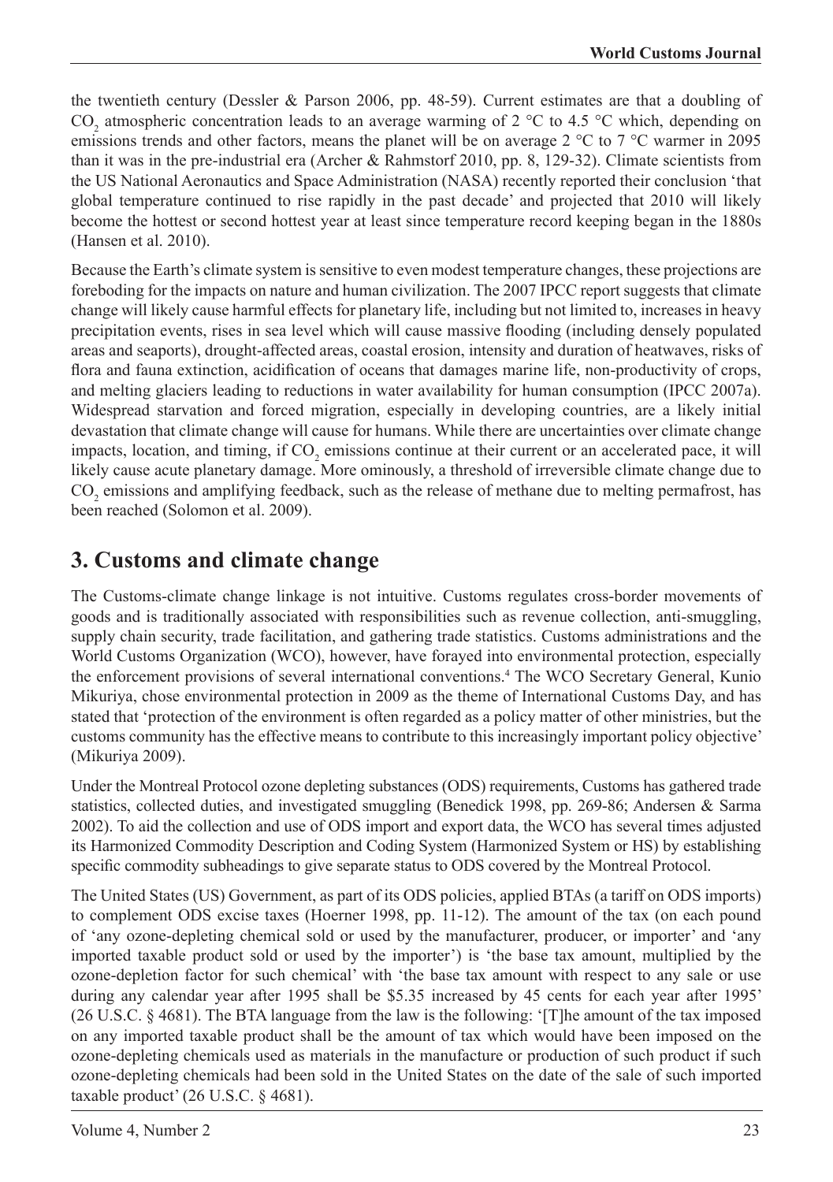the twentieth century (Dessler & Parson 2006, pp. 48-59). Current estimates are that a doubling of $CO_2$ atmospheric concentration leads to an average warming of 2 °C to 4.5 °C which, depending on emissions trends and other factors, means the planet will be on average 2 °C to 7 °C warmer in 2095 than it was in the pre-industrial era (Archer & Rahmstorf 2010, pp. 8, 129-32). Climate scientists from the US National Aeronautics and Space Administration (NASA) recently reported their conclusion 'that global temperature continued to rise rapidly in the past decade' and projected that 2010 will likely become the hottest or second hottest year at least since temperature record keeping began in the 1880s (Hansen et al. 2010).

Because the Earth's climate system is sensitive to even modest temperature changes, these projections are foreboding for the impacts on nature and human civilization. The 2007 IPCC report suggests that climate change will likely cause harmful effects for planetary life, including but not limited to, increases in heavy precipitation events, rises in sea level which will cause massive flooding (including densely populated areas and seaports), drought-affected areas, coastal erosion, intensity and duration of heatwaves, risks of flora and fauna extinction, acidification of oceans that damages marine life, non-productivity of crops, and melting glaciers leading to reductions in water availability for human consumption (IPCC 2007a). Widespread starvation and forced migration, especially in developing countries, are a likely initial devastation that climate change will cause for humans. While there are uncertainties over climate change impacts, location, and timing, if $CO_2$ emissions continue at their current or an accelerated pace, it will likely cause acute planetary damage. More ominously, a threshold of irreversible climate change due to $CO_2$ emissions and amplifying feedback, such as the release of methane due to melting permafrost, has been reached (Solomon et al. 2009).

## 3. Customs and climate change

The Customs-climate change linkage is not intuitive. Customs regulates cross-border movements of goods and is traditionally associated with responsibilities such as revenue collection, anti-smuggling, supply chain security, trade facilitation, and gathering trade statistics. Customs administrations and the World Customs Organization (WCO), however, have forayed into environmental protection, especially the enforcement provisions of several international conventions.[4] The WCO Secretary General, Kunio Mikuriya, chose environmental protection in 2009 as the theme of International Customs Day, and has stated that 'protection of the environment is often regarded as a policy matter of other ministries, but the customs community has the effective means to contribute to this increasingly important policy objective' (Mikuriya 2009).

Under the Montreal Protocol ozone depleting substances (ODS) requirements, Customs has gathered trade statistics, collected duties, and investigated smuggling (Benedick 1998, pp. 269-86; Andersen & Sarma 2002). To aid the collection and use of ODS import and export data, the WCO has several times adjusted its Harmonized Commodity Description and Coding System (Harmonized System or HS) by establishing specific commodity subheadings to give separate status to ODS covered by the Montreal Protocol.

The United States (US) Government, as part of its ODS policies, applied BTAs (a tariff on ODS imports) to complement ODS excise taxes (Hoerner 1998, pp. 11-12). The amount of the tax (on each pound of 'any ozone-depleting chemical sold or used by the manufacturer, producer, or importer' and 'any imported taxable product sold or used by the importer') is 'the base tax amount, multiplied by the ozone-depletion factor for such chemical' with 'the base tax amount with respect to any sale or use during any calendar year after 1995 shall be $5.35 increased by 45 cents for each year after 1995' (26 U.S.C. § 4681). The BTA language from the law is the following: '[T]he amount of the tax imposed on any imported taxable product shall be the amount of tax which would have been imposed on the ozone-depleting chemicals used as materials in the manufacture or production of such product if such ozone-depleting chemicals had been sold in the United States on the date of the sale of such imported taxable product' (26 U.S.C. § 4681).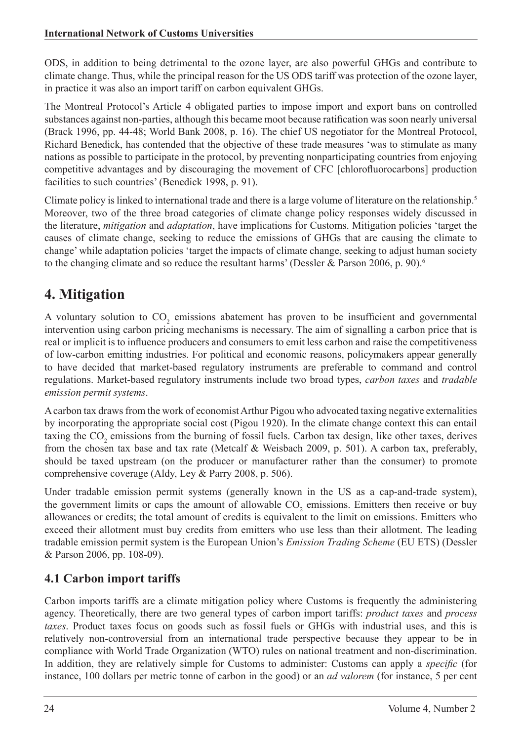ODS, in addition to being detrimental to the ozone layer, are also powerful GHGs and contribute to climate change. Thus, while the principal reason for the US ODS tariff was protection of the ozone layer, in practice it was also an import tariff on carbon equivalent GHGs.

The Montreal Protocol's Article 4 obligated parties to impose import and export bans on controlled substances against non-parties, although this became moot because ratification was soon nearly universal (Brack 1996, pp. 44-48; World Bank 2008, p. 16). The chief US negotiator for the Montreal Protocol, Richard Benedick, has contended that the objective of these trade measures 'was to stimulate as many nations as possible to participate in the protocol, by preventing nonparticipating countries from enjoying competitive advantages and by discouraging the movement of CFC [chlorofluorocarbons] production facilities to such countries' (Benedick 1998, p. 91).

Climate policy is linked to international trade and there is a large volume of literature on the relationship.[5] Moreover, two of the three broad categories of climate change policy responses widely discussed in the literature, *mitigation* and *adaptation*, have implications for Customs. Mitigation policies 'target the causes of climate change, seeking to reduce the emissions of GHGs that are causing the climate to change' while adaptation policies 'target the impacts of climate change, seeking to adjust human society to the changing climate and so reduce the resultant harms' (Dessler & Parson 2006, p. 90).[6]

# 4. Mitigation

A voluntary solution to $CO_2$ emissions abatement has proven to be insufficient and governmental intervention using carbon pricing mechanisms is necessary. The aim of signalling a carbon price that is real or implicit is to influence producers and consumers to emit less carbon and raise the competitiveness of low-carbon emitting industries. For political and economic reasons, policymakers appear generally to have decided that market-based regulatory instruments are preferable to command and control regulations. Market-based regulatory instruments include two broad types, *carbon taxes* and *tradable emission permit systems*.

A carbon tax draws from the work of economist Arthur Pigou who advocated taxing negative externalities by incorporating the appropriate social cost (Pigou 1920). In the climate change context this can entail taxing the $CO_2$ emissions from the burning of fossil fuels. Carbon tax design, like other taxes, derives from the chosen tax base and tax rate (Metcalf & Weisbach 2009, p. 501). A carbon tax, preferably, should be taxed upstream (on the producer or manufacturer rather than the consumer) to promote comprehensive coverage (Aldy, Ley & Parry 2008, p. 506).

Under tradable emission permit systems (generally known in the US as a cap-and-trade system), the government limits or caps the amount of allowable $CO_2$ emissions. Emitters then receive or buy allowances or credits; the total amount of credits is equivalent to the limit on emissions. Emitters who exceed their allotment must buy credits from emitters who use less than their allotment. The leading tradable emission permit system is the European Union's *Emission Trading Scheme* (EU ETS) (Dessler & Parson 2006, pp. 108-09).

## 4.1 Carbon import tariffs

Carbon imports tariffs are a climate mitigation policy where Customs is frequently the administering agency. Theoretically, there are two general types of carbon import tariffs: *product taxes* and *process taxes*. Product taxes focus on goods such as fossil fuels or GHGs with industrial uses, and this is relatively non-controversial from an international trade perspective because they appear to be in compliance with World Trade Organization (WTO) rules on national treatment and non-discrimination. In addition, they are relatively simple for Customs to administer: Customs can apply a *specific* (for instance, 100 dollars per metric tonne of carbon in the good) or an *ad valorem* (for instance, 5 per cent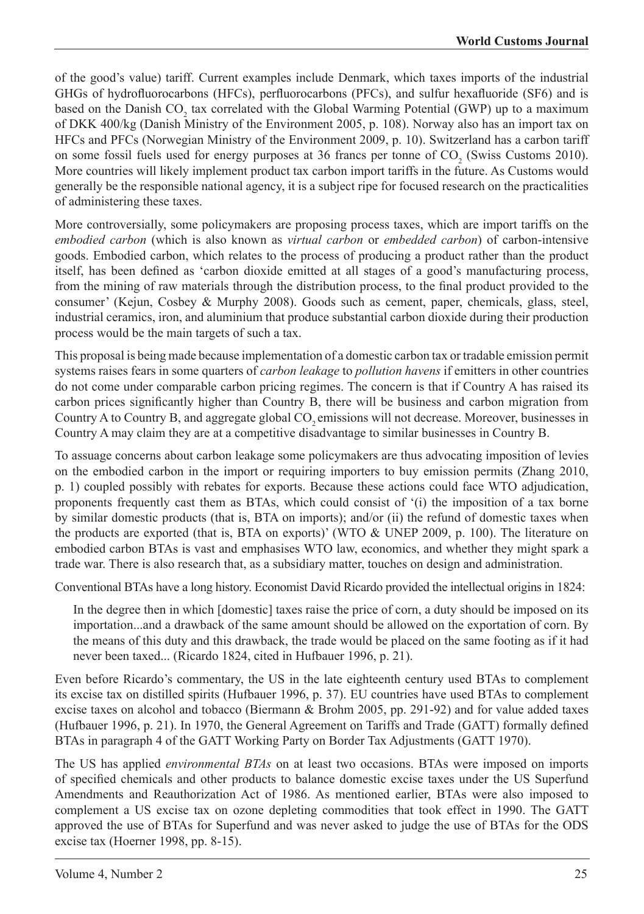of the good's value) tariff. Current examples include Denmark, which taxes imports of the industrial GHGs of hydrofluorocarbons (HFCs), perfluorocarbons (PFCs), and sulfur hexafluoride (SF6) and is based on the Danish $CO_2$ tax correlated with the Global Warming Potential (GWP) up to a maximum of DKK 400/kg (Danish Ministry of the Environment 2005, p. 108). Norway also has an import tax on HFCs and PFCs (Norwegian Ministry of the Environment 2009, p. 10). Switzerland has a carbon tariff on some fossil fuels used for energy purposes at 36 francs per tonne of $CO_2$ (Swiss Customs 2010). More countries will likely implement product tax carbon import tariffs in the future. As Customs would generally be the responsible national agency, it is a subject ripe for focused research on the practicalities of administering these taxes.

More controversially, some policymakers are proposing process taxes, which are import tariffs on the *embodied carbon* (which is also known as *virtual carbon* or *embedded carbon*) of carbon-intensive goods. Embodied carbon, which relates to the process of producing a product rather than the product itself, has been defined as 'carbon dioxide emitted at all stages of a good's manufacturing process, from the mining of raw materials through the distribution process, to the final product provided to the consumer' (Kejun, Cosbey & Murphy 2008). Goods such as cement, paper, chemicals, glass, steel, industrial ceramics, iron, and aluminium that produce substantial carbon dioxide during their production process would be the main targets of such a tax.

This proposal is being made because implementation of a domestic carbon tax or tradable emission permit systems raises fears in some quarters of *carbon leakage* to *pollution havens* if emitters in other countries do not come under comparable carbon pricing regimes. The concern is that if Country A has raised its carbon prices significantly higher than Country B, there will be business and carbon migration from Country A to Country B, and aggregate global $CO_2$ emissions will not decrease. Moreover, businesses in Country A may claim they are at a competitive disadvantage to similar businesses in Country B.

To assuage concerns about carbon leakage some policymakers are thus advocating imposition of levies on the embodied carbon in the import or requiring importers to buy emission permits (Zhang 2010, p. 1) coupled possibly with rebates for exports. Because these actions could face WTO adjudication, proponents frequently cast them as BTAs, which could consist of '(i) the imposition of a tax borne by similar domestic products (that is, BTA on imports); and/or (ii) the refund of domestic taxes when the products are exported (that is, BTA on exports)' (WTO & UNEP 2009, p. 100). The literature on embodied carbon BTAs is vast and emphasises WTO law, economics, and whether they might spark a trade war. There is also research that, as a subsidiary matter, touches on design and administration.

Conventional BTAs have a long history. Economist David Ricardo provided the intellectual origins in 1824:

> In the degree then in which [domestic] taxes raise the price of corn, a duty should be imposed on its importation...and a drawback of the same amount should be allowed on the exportation of corn. By the means of this duty and this drawback, the trade would be placed on the same footing as if it had never been taxed... (Ricardo 1824, cited in Hufbauer 1996, p. 21).

Even before Ricardo's commentary, the US in the late eighteenth century used BTAs to complement its excise tax on distilled spirits (Hufbauer 1996, p. 37). EU countries have used BTAs to complement excise taxes on alcohol and tobacco (Biermann & Brohm 2005, pp. 291-92) and for value added taxes (Hufbauer 1996, p. 21). In 1970, the General Agreement on Tariffs and Trade (GATT) formally defined BTAs in paragraph 4 of the GATT Working Party on Border Tax Adjustments (GATT 1970).

The US has applied *environmental BTAs* on at least two occasions. BTAs were imposed on imports of specified chemicals and other products to balance domestic excise taxes under the US Superfund Amendments and Reauthorization Act of 1986. As mentioned earlier, BTAs were also imposed to complement a US excise tax on ozone depleting commodities that took effect in 1990. The GATT approved the use of BTAs for Superfund and was never asked to judge the use of BTAs for the ODS excise tax (Hoerner 1998, pp. 8-15).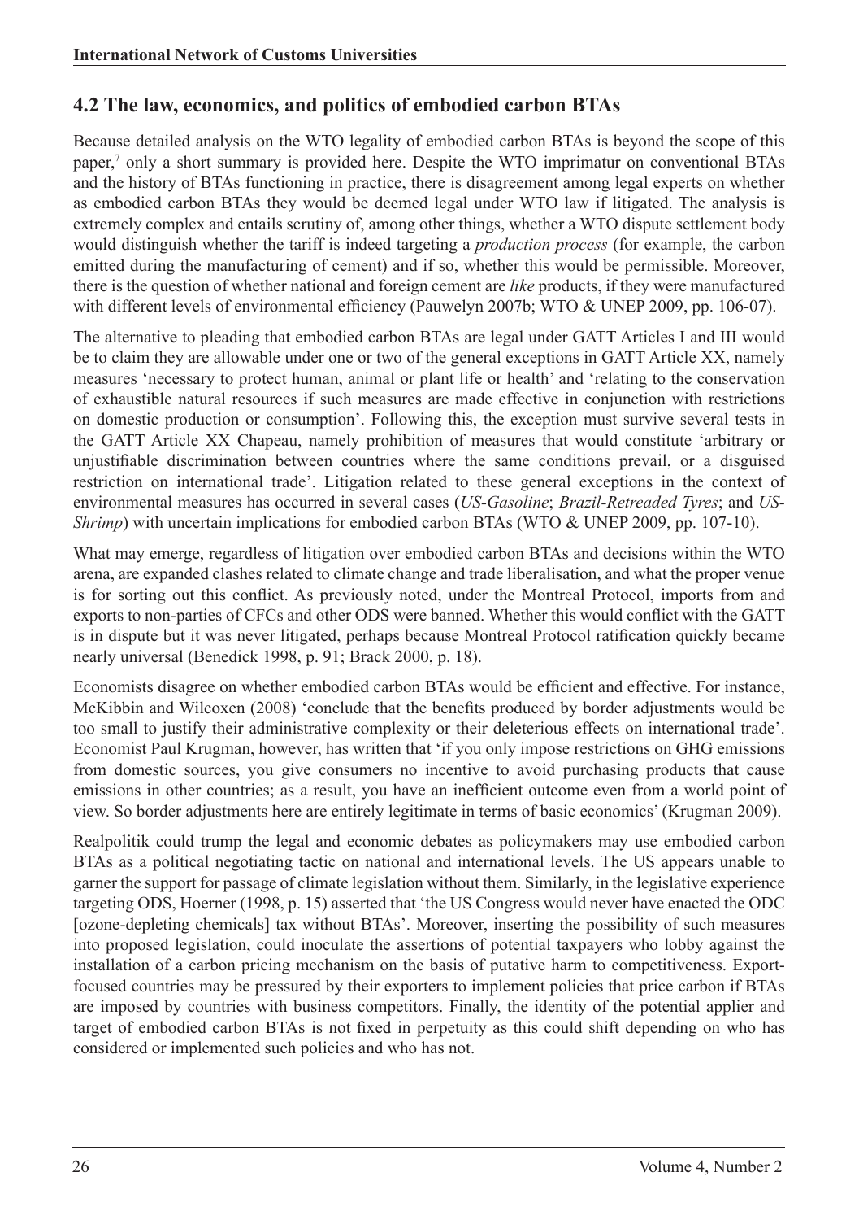## 4.2 The law, economics, and politics of embodied carbon BTAs

Because detailed analysis on the WTO legality of embodied carbon BTAs is beyond the scope of this paper,[7] only a short summary is provided here. Despite the WTO imprimatur on conventional BTAs and the history of BTAs functioning in practice, there is disagreement among legal experts on whether as embodied carbon BTAs they would be deemed legal under WTO law if litigated. The analysis is extremely complex and entails scrutiny of, among other things, whether a WTO dispute settlement body would distinguish whether the tariff is indeed targeting a *production process* (for example, the carbon emitted during the manufacturing of cement) and if so, whether this would be permissible. Moreover, there is the question of whether national and foreign cement are *like* products, if they were manufactured with different levels of environmental efficiency (Pauwelyn 2007b; WTO & UNEP 2009, pp. 106-07).

The alternative to pleading that embodied carbon BTAs are legal under GATT Articles I and III would be to claim they are allowable under one or two of the general exceptions in GATT Article XX, namely measures 'necessary to protect human, animal or plant life or health' and 'relating to the conservation of exhaustible natural resources if such measures are made effective in conjunction with restrictions on domestic production or consumption'. Following this, the exception must survive several tests in the GATT Article XX Chapeau, namely prohibition of measures that would constitute 'arbitrary or unjustifiable discrimination between countries where the same conditions prevail, or a disguised restriction on international trade'. Litigation related to these general exceptions in the context of environmental measures has occurred in several cases (*US-Gasoline*; *Brazil-Retreaded Tyres*; and *US-Shrimp*) with uncertain implications for embodied carbon BTAs (WTO & UNEP 2009, pp. 107-10).

What may emerge, regardless of litigation over embodied carbon BTAs and decisions within the WTO arena, are expanded clashes related to climate change and trade liberalisation, and what the proper venue is for sorting out this conflict. As previously noted, under the Montreal Protocol, imports from and exports to non-parties of CFCs and other ODS were banned. Whether this would conflict with the GATT is in dispute but it was never litigated, perhaps because Montreal Protocol ratification quickly became nearly universal (Benedick 1998, p. 91; Brack 2000, p. 18).

Economists disagree on whether embodied carbon BTAs would be efficient and effective. For instance, McKibbin and Wilcoxen (2008) 'conclude that the benefits produced by border adjustments would be too small to justify their administrative complexity or their deleterious effects on international trade'. Economist Paul Krugman, however, has written that 'if you only impose restrictions on GHG emissions from domestic sources, you give consumers no incentive to avoid purchasing products that cause emissions in other countries; as a result, you have an inefficient outcome even from a world point of view. So border adjustments here are entirely legitimate in terms of basic economics' (Krugman 2009).

Realpolitik could trump the legal and economic debates as policymakers may use embodied carbon BTAs as a political negotiating tactic on national and international levels. The US appears unable to garner the support for passage of climate legislation without them. Similarly, in the legislative experience targeting ODS, Hoerner (1998, p. 15) asserted that 'the US Congress would never have enacted the ODC [ozone-depleting chemicals] tax without BTAs'. Moreover, inserting the possibility of such measures into proposed legislation, could inoculate the assertions of potential taxpayers who lobby against the installation of a carbon pricing mechanism on the basis of putative harm to competitiveness. Export-focused countries may be pressured by their exporters to implement policies that price carbon if BTAs are imposed by countries with business competitors. Finally, the identity of the potential applier and target of embodied carbon BTAs is not fixed in perpetuity as this could shift depending on who has considered or implemented such policies and who has not.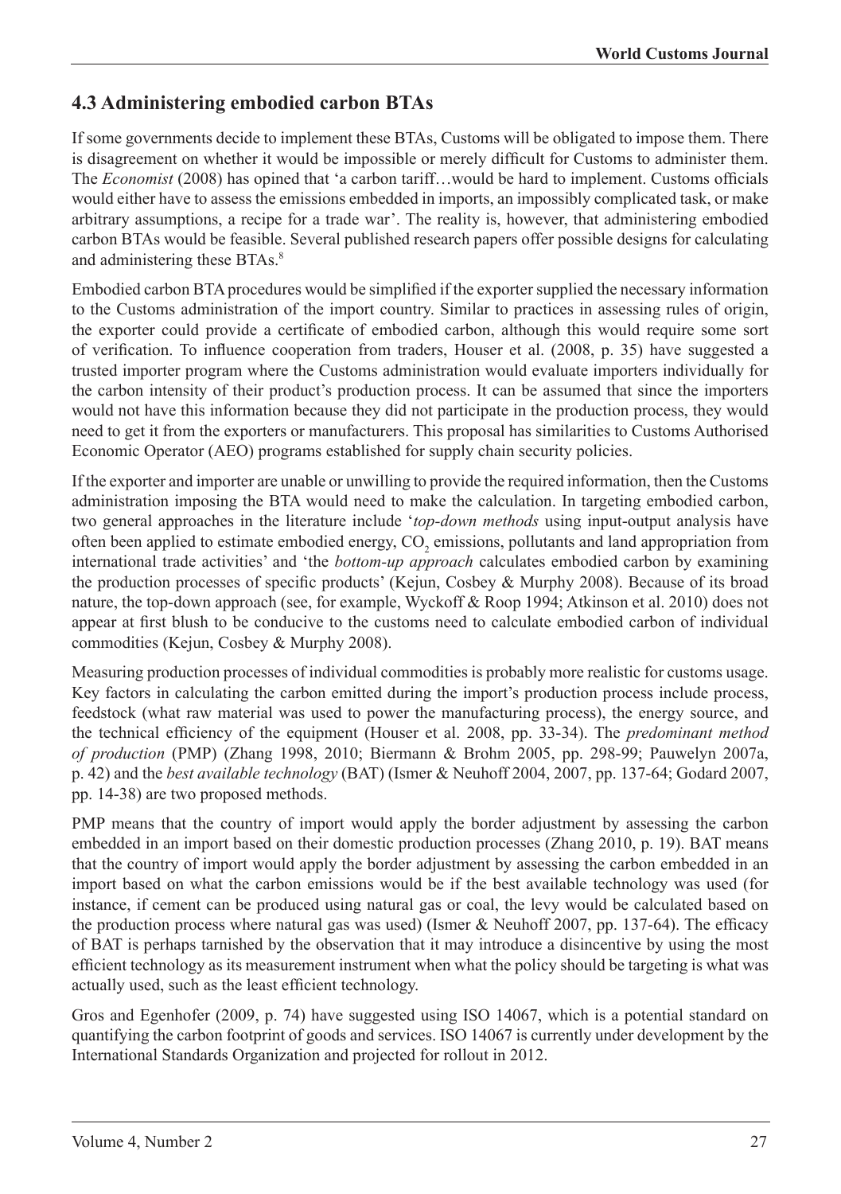## 4.3 Administering embodied carbon BTAs

If some governments decide to implement these BTAs, Customs will be obligated to impose them. There is disagreement on whether it would be impossible or merely difficult for Customs to administer them. The *Economist* (2008) has opined that 'a carbon tariff…would be hard to implement. Customs officials would either have to assess the emissions embedded in imports, an impossibly complicated task, or make arbitrary assumptions, a recipe for a trade war'. The reality is, however, that administering embodied carbon BTAs would be feasible. Several published research papers offer possible designs for calculating and administering these BTAs.[8]

Embodied carbon BTA procedures would be simplified if the exporter supplied the necessary information to the Customs administration of the import country. Similar to practices in assessing rules of origin, the exporter could provide a certificate of embodied carbon, although this would require some sort of verification. To influence cooperation from traders, Houser et al. (2008, p. 35) have suggested a trusted importer program where the Customs administration would evaluate importers individually for the carbon intensity of their product's production process. It can be assumed that since the importers would not have this information because they did not participate in the production process, they would need to get it from the exporters or manufacturers. This proposal has similarities to Customs Authorised Economic Operator (AEO) programs established for supply chain security policies.

If the exporter and importer are unable or unwilling to provide the required information, then the Customs administration imposing the BTA would need to make the calculation. In targeting embodied carbon, two general approaches in the literature include '*top-down methods* using input-output analysis have often been applied to estimate embodied energy, $CO_2$ emissions, pollutants and land appropriation from international trade activities' and 'the *bottom-up approach* calculates embodied carbon by examining the production processes of specific products' (Kejun, Cosbey & Murphy 2008). Because of its broad nature, the top-down approach (see, for example, Wyckoff & Roop 1994; Atkinson et al. 2010) does not appear at first blush to be conducive to the customs need to calculate embodied carbon of individual commodities (Kejun, Cosbey & Murphy 2008).

Measuring production processes of individual commodities is probably more realistic for customs usage. Key factors in calculating the carbon emitted during the import's production process include process, feedstock (what raw material was used to power the manufacturing process), the energy source, and the technical efficiency of the equipment (Houser et al. 2008, pp. 33-34). The *predominant method of production* (PMP) (Zhang 1998, 2010; Biermann & Brohm 2005, pp. 298-99; Pauwelyn 2007a, p. 42) and the *best available technology* (BAT) (Ismer & Neuhoff 2004, 2007, pp. 137-64; Godard 2007, pp. 14-38) are two proposed methods.

PMP means that the country of import would apply the border adjustment by assessing the carbon embedded in an import based on their domestic production processes (Zhang 2010, p. 19). BAT means that the country of import would apply the border adjustment by assessing the carbon embedded in an import based on what the carbon emissions would be if the best available technology was used (for instance, if cement can be produced using natural gas or coal, the levy would be calculated based on the production process where natural gas was used) (Ismer & Neuhoff 2007, pp. 137-64). The efficacy of BAT is perhaps tarnished by the observation that it may introduce a disincentive by using the most efficient technology as its measurement instrument when what the policy should be targeting is what was actually used, such as the least efficient technology.

Gros and Egenhofer (2009, p. 74) have suggested using ISO 14067, which is a potential standard on quantifying the carbon footprint of goods and services. ISO 14067 is currently under development by the International Standards Organization and projected for rollout in 2012.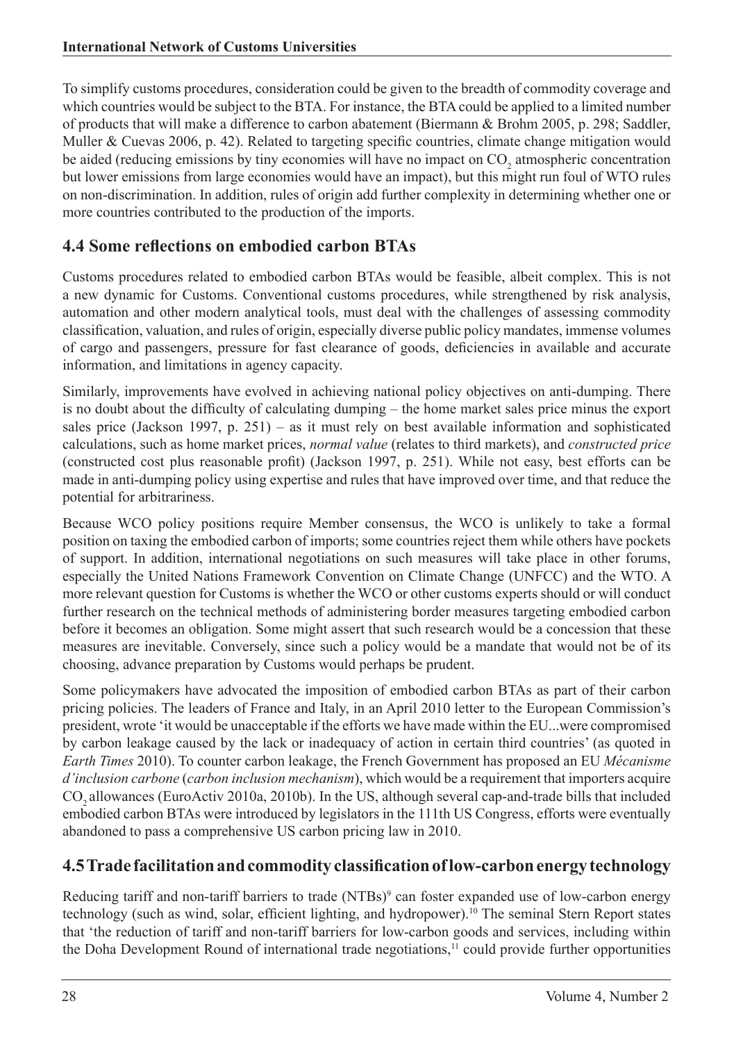To simplify customs procedures, consideration could be given to the breadth of commodity coverage and which countries would be subject to the BTA. For instance, the BTA could be applied to a limited number of products that will make a difference to carbon abatement (Biermann & Brohm 2005, p. 298; Saddler, Muller & Cuevas 2006, p. 42). Related to targeting specific countries, climate change mitigation would be aided (reducing emissions by tiny economies will have no impact on $CO_2$ atmospheric concentration but lower emissions from large economies would have an impact), but this might run foul of WTO rules on non-discrimination. In addition, rules of origin add further complexity in determining whether one or more countries contributed to the production of the imports.

## 4.4 Some reflections on embodied carbon BTAs

Customs procedures related to embodied carbon BTAs would be feasible, albeit complex. This is not a new dynamic for Customs. Conventional customs procedures, while strengthened by risk analysis, automation and other modern analytical tools, must deal with the challenges of assessing commodity classification, valuation, and rules of origin, especially diverse public policy mandates, immense volumes of cargo and passengers, pressure for fast clearance of goods, deficiencies in available and accurate information, and limitations in agency capacity.

Similarly, improvements have evolved in achieving national policy objectives on anti-dumping. There is no doubt about the difficulty of calculating dumping – the home market sales price minus the export sales price (Jackson 1997, p. 251) – as it must rely on best available information and sophisticated calculations, such as home market prices, *normal value* (relates to third markets), and *constructed price* (constructed cost plus reasonable profit) (Jackson 1997, p. 251). While not easy, best efforts can be made in anti-dumping policy using expertise and rules that have improved over time, and that reduce the potential for arbitrariness.

Because WCO policy positions require Member consensus, the WCO is unlikely to take a formal position on taxing the embodied carbon of imports; some countries reject them while others have pockets of support. In addition, international negotiations on such measures will take place in other forums, especially the United Nations Framework Convention on Climate Change (UNFCC) and the WTO. A more relevant question for Customs is whether the WCO or other customs experts should or will conduct further research on the technical methods of administering border measures targeting embodied carbon before it becomes an obligation. Some might assert that such research would be a concession that these measures are inevitable. Conversely, since such a policy would be a mandate that would not be of its choosing, advance preparation by Customs would perhaps be prudent.

Some policymakers have advocated the imposition of embodied carbon BTAs as part of their carbon pricing policies. The leaders of France and Italy, in an April 2010 letter to the European Commission's president, wrote 'it would be unacceptable if the efforts we have made within the EU...were compromised by carbon leakage caused by the lack or inadequacy of action in certain third countries' (as quoted in *Earth Times* 2010). To counter carbon leakage, the French Government has proposed an EU *Mécanisme d'inclusion carbone* (*carbon inclusion mechanism*), which would be a requirement that importers acquire $CO_2$ allowances (EuroActiv 2010a, 2010b). In the US, although several cap-and-trade bills that included embodied carbon BTAs were introduced by legislators in the 111th US Congress, efforts were eventually abandoned to pass a comprehensive US carbon pricing law in 2010.

## 4.5 Trade facilitation and commodity classification of low-carbon energy technology

Reducing tariff and non-tariff barriers to trade (NTBs)[9] can foster expanded use of low-carbon energy technology (such as wind, solar, efficient lighting, and hydropower).[10] The seminal Stern Report states that 'the reduction of tariff and non-tariff barriers for low-carbon goods and services, including within the Doha Development Round of international trade negotiations,[11] could provide further opportunities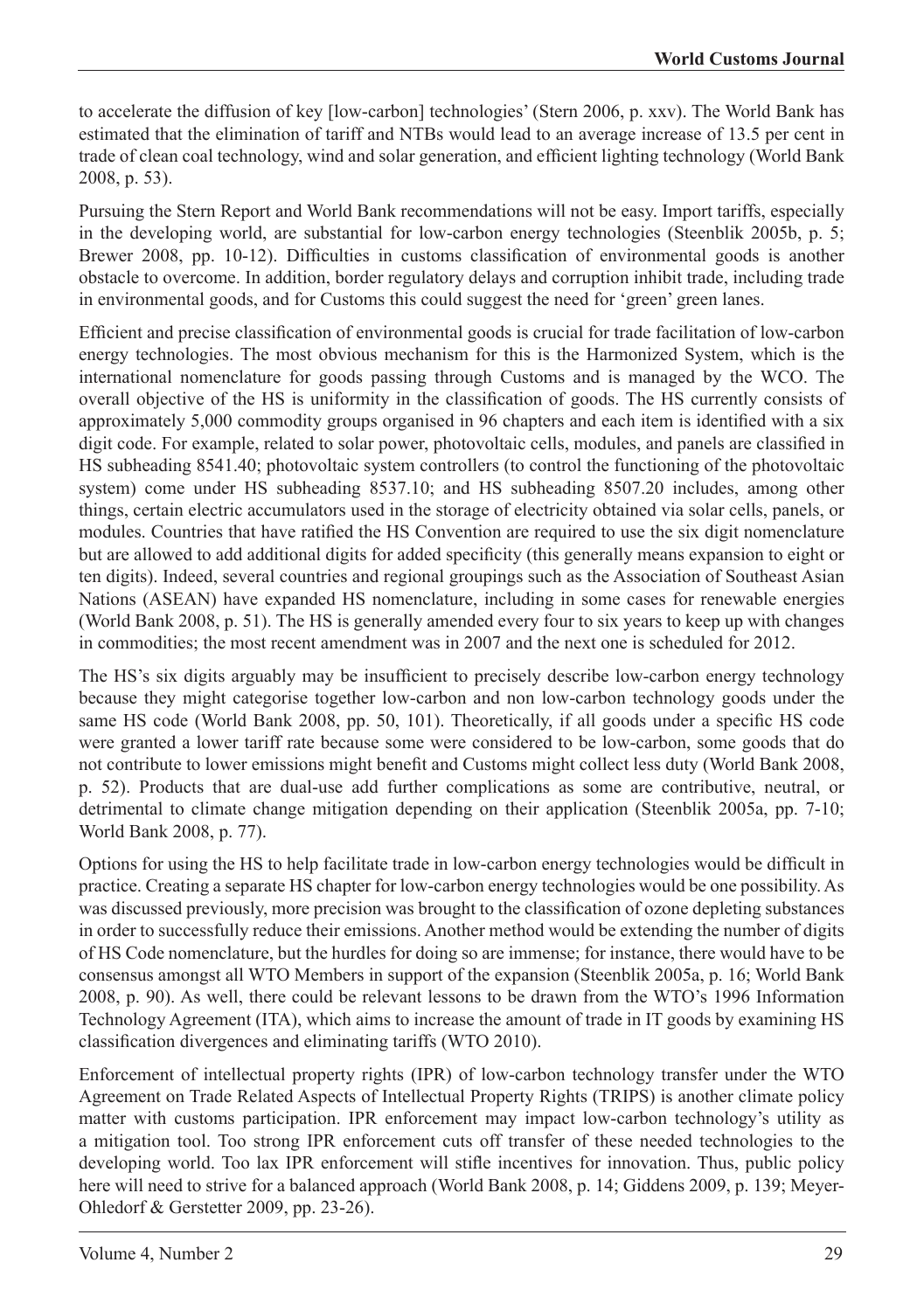to accelerate the diffusion of key [low-carbon] technologies' (Stern 2006, p. xxv). The World Bank has estimated that the elimination of tariff and NTBs would lead to an average increase of 13.5 per cent in trade of clean coal technology, wind and solar generation, and efficient lighting technology (World Bank 2008, p. 53).

Pursuing the Stern Report and World Bank recommendations will not be easy. Import tariffs, especially in the developing world, are substantial for low-carbon energy technologies (Steenblik 2005b, p. 5; Brewer 2008, pp. 10-12). Difficulties in customs classification of environmental goods is another obstacle to overcome. In addition, border regulatory delays and corruption inhibit trade, including trade in environmental goods, and for Customs this could suggest the need for 'green' green lanes.

Efficient and precise classification of environmental goods is crucial for trade facilitation of low-carbon energy technologies. The most obvious mechanism for this is the Harmonized System, which is the international nomenclature for goods passing through Customs and is managed by the WCO. The overall objective of the HS is uniformity in the classification of goods. The HS currently consists of approximately 5,000 commodity groups organised in 96 chapters and each item is identified with a six digit code. For example, related to solar power, photovoltaic cells, modules, and panels are classified in HS subheading 8541.40; photovoltaic system controllers (to control the functioning of the photovoltaic system) come under HS subheading 8537.10; and HS subheading 8507.20 includes, among other things, certain electric accumulators used in the storage of electricity obtained via solar cells, panels, or modules. Countries that have ratified the HS Convention are required to use the six digit nomenclature but are allowed to add additional digits for added specificity (this generally means expansion to eight or ten digits). Indeed, several countries and regional groupings such as the Association of Southeast Asian Nations (ASEAN) have expanded HS nomenclature, including in some cases for renewable energies (World Bank 2008, p. 51). The HS is generally amended every four to six years to keep up with changes in commodities; the most recent amendment was in 2007 and the next one is scheduled for 2012.

The HS's six digits arguably may be insufficient to precisely describe low-carbon energy technology because they might categorise together low-carbon and non low-carbon technology goods under the same HS code (World Bank 2008, pp. 50, 101). Theoretically, if all goods under a specific HS code were granted a lower tariff rate because some were considered to be low-carbon, some goods that do not contribute to lower emissions might benefit and Customs might collect less duty (World Bank 2008, p. 52). Products that are dual-use add further complications as some are contributive, neutral, or detrimental to climate change mitigation depending on their application (Steenblik 2005a, pp. 7-10; World Bank 2008, p. 77).

Options for using the HS to help facilitate trade in low-carbon energy technologies would be difficult in practice. Creating a separate HS chapter for low-carbon energy technologies would be one possibility. As was discussed previously, more precision was brought to the classification of ozone depleting substances in order to successfully reduce their emissions. Another method would be extending the number of digits of HS Code nomenclature, but the hurdles for doing so are immense; for instance, there would have to be consensus amongst all WTO Members in support of the expansion (Steenblik 2005a, p. 16; World Bank 2008, p. 90). As well, there could be relevant lessons to be drawn from the WTO's 1996 Information Technology Agreement (ITA), which aims to increase the amount of trade in IT goods by examining HS classification divergences and eliminating tariffs (WTO 2010).

Enforcement of intellectual property rights (IPR) of low-carbon technology transfer under the WTO Agreement on Trade Related Aspects of Intellectual Property Rights (TRIPS) is another climate policy matter with customs participation. IPR enforcement may impact low-carbon technology's utility as a mitigation tool. Too strong IPR enforcement cuts off transfer of these needed technologies to the developing world. Too lax IPR enforcement will stifle incentives for innovation. Thus, public policy here will need to strive for a balanced approach (World Bank 2008, p. 14; Giddens 2009, p. 139; Meyer-Ohledorf & Gerstetter 2009, pp. 23-26).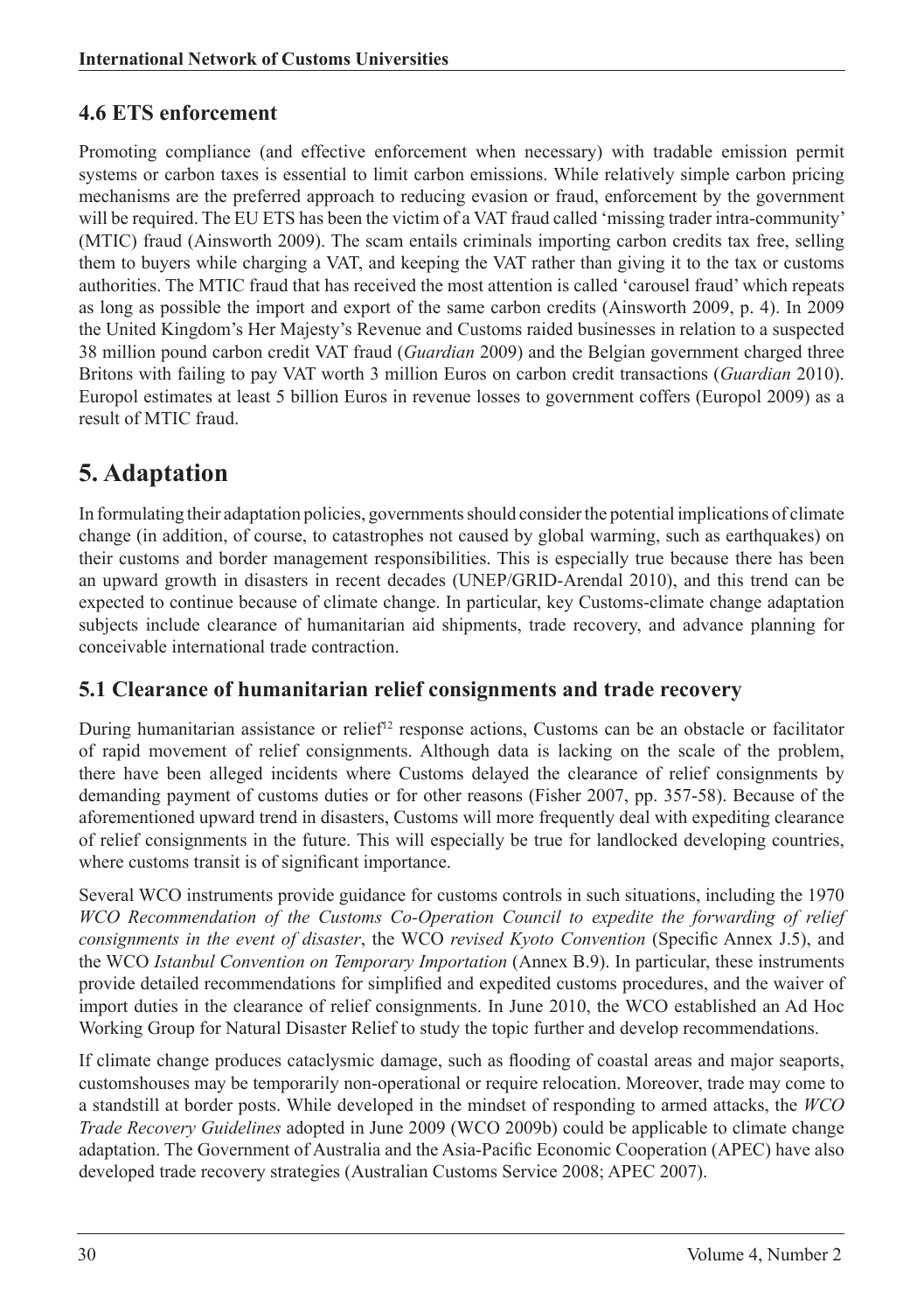## 4.6 ETS enforcement

Promoting compliance (and effective enforcement when necessary) with tradable emission permit systems or carbon taxes is essential to limit carbon emissions. While relatively simple carbon pricing mechanisms are the preferred approach to reducing evasion or fraud, enforcement by the government will be required. The EU ETS has been the victim of a VAT fraud called 'missing trader intra-community' (MTIC) fraud (Ainsworth 2009). The scam entails criminals importing carbon credits tax free, selling them to buyers while charging a VAT, and keeping the VAT rather than giving it to the tax or customs authorities. The MTIC fraud that has received the most attention is called 'carousel fraud' which repeats as long as possible the import and export of the same carbon credits (Ainsworth 2009, p. 4). In 2009 the United Kingdom's Her Majesty's Revenue and Customs raided businesses in relation to a suspected 38 million pound carbon credit VAT fraud (*Guardian* 2009) and the Belgian government charged three Britons with failing to pay VAT worth 3 million Euros on carbon credit transactions (*Guardian* 2010). Europol estimates at least 5 billion Euros in revenue losses to government coffers (Europol 2009) as a result of MTIC fraud.

# 5. Adaptation

In formulating their adaptation policies, governments should consider the potential implications of climate change (in addition, of course, to catastrophes not caused by global warming, such as earthquakes) on their customs and border management responsibilities. This is especially true because there has been an upward growth in disasters in recent decades (UNEP/GRID-Arendal 2010), and this trend can be expected to continue because of climate change. In particular, key Customs-climate change adaptation subjects include clearance of humanitarian aid shipments, trade recovery, and advance planning for conceivable international trade contraction.

## 5.1 Clearance of humanitarian relief consignments and trade recovery

During humanitarian assistance or relief[12] response actions, Customs can be an obstacle or facilitator of rapid movement of relief consignments. Although data is lacking on the scale of the problem, there have been alleged incidents where Customs delayed the clearance of relief consignments by demanding payment of customs duties or for other reasons (Fisher 2007, pp. 357-58). Because of the aforementioned upward trend in disasters, Customs will more frequently deal with expediting clearance of relief consignments in the future. This will especially be true for landlocked developing countries, where customs transit is of significant importance.

Several WCO instruments provide guidance for customs controls in such situations, including the 1970 *WCO Recommendation of the Customs Co-Operation Council to expedite the forwarding of relief consignments in the event of disaster*, the WCO *revised Kyoto Convention* (Specific Annex J.5), and the WCO *Istanbul Convention on Temporary Importation* (Annex B.9). In particular, these instruments provide detailed recommendations for simplified and expedited customs procedures, and the waiver of import duties in the clearance of relief consignments. In June 2010, the WCO established an Ad Hoc Working Group for Natural Disaster Relief to study the topic further and develop recommendations.

If climate change produces cataclysmic damage, such as flooding of coastal areas and major seaports, customshouses may be temporarily non-operational or require relocation. Moreover, trade may come to a standstill at border posts. While developed in the mindset of responding to armed attacks, the *WCO Trade Recovery Guidelines* adopted in June 2009 (WCO 2009b) could be applicable to climate change adaptation. The Government of Australia and the Asia-Pacific Economic Cooperation (APEC) have also developed trade recovery strategies (Australian Customs Service 2008; APEC 2007).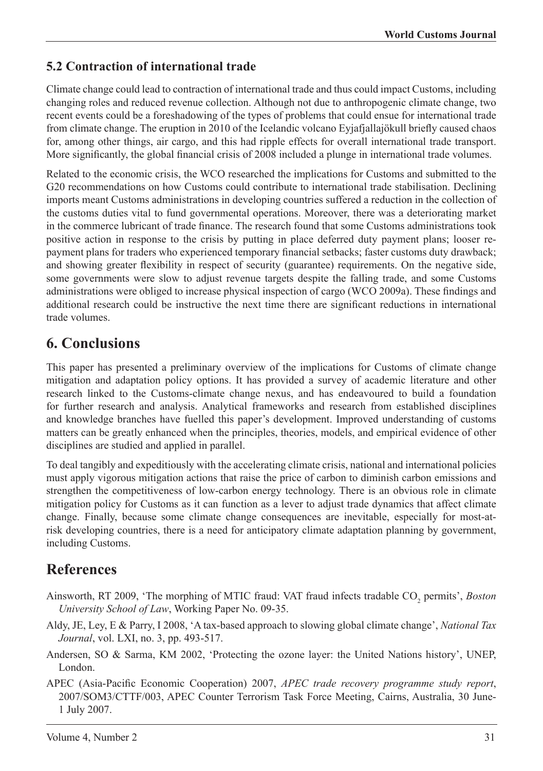### 5.2 Contraction of international trade

Climate change could lead to contraction of international trade and thus could impact Customs, including changing roles and reduced revenue collection. Although not due to anthropogenic climate change, two recent events could be a foreshadowing of the types of problems that could ensue for international trade from climate change. The eruption in 2010 of the Icelandic volcano Eyjafjallajökull briefly caused chaos for, among other things, air cargo, and this had ripple effects for overall international trade transport. More significantly, the global financial crisis of 2008 included a plunge in international trade volumes.

Related to the economic crisis, the WCO researched the implications for Customs and submitted to the G20 recommendations on how Customs could contribute to international trade stabilisation. Declining imports meant Customs administrations in developing countries suffered a reduction in the collection of the customs duties vital to fund governmental operations. Moreover, there was a deteriorating market in the commerce lubricant of trade finance. The research found that some Customs administrations took positive action in response to the crisis by putting in place deferred duty payment plans; looser re-payment plans for traders who experienced temporary financial setbacks; faster customs duty drawback; and showing greater flexibility in respect of security (guarantee) requirements. On the negative side, some governments were slow to adjust revenue targets despite the falling trade, and some Customs administrations were obliged to increase physical inspection of cargo (WCO 2009a). These findings and additional research could be instructive the next time there are significant reductions in international trade volumes.

## 6. Conclusions

This paper has presented a preliminary overview of the implications for Customs of climate change mitigation and adaptation policy options. It has provided a survey of academic literature and other research linked to the Customs-climate change nexus, and has endeavoured to build a foundation for further research and analysis. Analytical frameworks and research from established disciplines and knowledge branches have fuelled this paper's development. Improved understanding of customs matters can be greatly enhanced when the principles, theories, models, and empirical evidence of other disciplines are studied and applied in parallel.

To deal tangibly and expeditiously with the accelerating climate crisis, national and international policies must apply vigorous mitigation actions that raise the price of carbon to diminish carbon emissions and strengthen the competitiveness of low-carbon energy technology. There is an obvious role in climate mitigation policy for Customs as it can function as a lever to adjust trade dynamics that affect climate change. Finally, because some climate change consequences are inevitable, especially for most-at-risk developing countries, there is a need for anticipatory climate adaptation planning by government, including Customs.

## References

Ainsworth, RT 2009, 'The morphing of MTIC fraud: VAT fraud infects tradable $CO_2$ permits', *Boston University School of Law*, Working Paper No. 09-35.

Aldy, JE, Ley, E & Parry, I 2008, 'A tax-based approach to slowing global climate change', *National Tax Journal*, vol. LXI, no. 3, pp. 493-517.

Andersen, SO & Sarma, KM 2002, 'Protecting the ozone layer: the United Nations history', UNEP, London.

APEC (Asia-Pacific Economic Cooperation) 2007, *APEC trade recovery programme study report*, 2007/SOM3/CTTF/003, APEC Counter Terrorism Task Force Meeting, Cairns, Australia, 30 June-1 July 2007.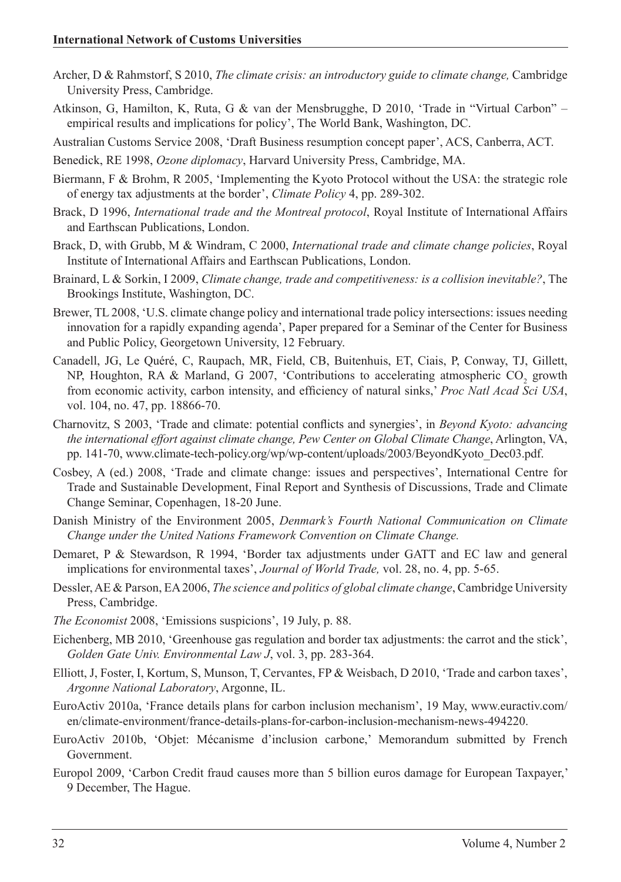Archer, D & Rahmstorf, S 2010, *The climate crisis: an introductory guide to climate change,* Cambridge University Press, Cambridge.

Atkinson, G, Hamilton, K, Ruta, G & van der Mensbrugghe, D 2010, 'Trade in "Virtual Carbon" – empirical results and implications for policy', The World Bank, Washington, DC.

Australian Customs Service 2008, 'Draft Business resumption concept paper', ACS, Canberra, ACT.

Benedick, RE 1998, *Ozone diplomacy*, Harvard University Press, Cambridge, MA.

Biermann, F & Brohm, R 2005, 'Implementing the Kyoto Protocol without the USA: the strategic role of energy tax adjustments at the border', *Climate Policy* 4, pp. 289-302.

Brack, D 1996, *International trade and the Montreal protocol*, Royal Institute of International Affairs and Earthscan Publications, London.

Brack, D, with Grubb, M & Windram, C 2000, *International trade and climate change policies*, Royal Institute of International Affairs and Earthscan Publications, London.

Brainard, L & Sorkin, I 2009, *Climate change, trade and competitiveness: is a collision inevitable?*, The Brookings Institute, Washington, DC.

Brewer, TL 2008, 'U.S. climate change policy and international trade policy intersections: issues needing innovation for a rapidly expanding agenda', Paper prepared for a Seminar of the Center for Business and Public Policy, Georgetown University, 12 February.

Canadell, JG, Le Quéré, C, Raupach, MR, Field, CB, Buitenhuis, ET, Ciais, P, Conway, TJ, Gillett, NP, Houghton, RA & Marland, G 2007, 'Contributions to accelerating atmospheric $CO_2$ growth from economic activity, carbon intensity, and efficiency of natural sinks,' *Proc Natl Acad Sci USA*, vol. 104, no. 47, pp. 18866-70.

Charnovitz, S 2003, 'Trade and climate: potential conflicts and synergies', in *Beyond Kyoto: advancing the international effort against climate change, Pew Center on Global Climate Change*, Arlington, VA, pp. 141-70, www.climate-tech-policy.org/wp/wp-content/uploads/2003/BeyondKyoto_Dec03.pdf.

Cosbey, A (ed.) 2008, 'Trade and climate change: issues and perspectives', International Centre for Trade and Sustainable Development, Final Report and Synthesis of Discussions, Trade and Climate Change Seminar, Copenhagen, 18-20 June.

Danish Ministry of the Environment 2005, *Denmark's Fourth National Communication on Climate Change under the United Nations Framework Convention on Climate Change.*

Demaret, P & Stewardson, R 1994, 'Border tax adjustments under GATT and EC law and general implications for environmental taxes', *Journal of World Trade,* vol. 28, no. 4, pp. 5-65.

Dessler, AE & Parson, EA 2006, *The science and politics of global climate change*, Cambridge University Press, Cambridge.

*The Economist* 2008, 'Emissions suspicions', 19 July, p. 88.

Eichenberg, MB 2010, 'Greenhouse gas regulation and border tax adjustments: the carrot and the stick', *Golden Gate Univ. Environmental Law J*, vol. 3, pp. 283-364.

Elliott, J, Foster, I, Kortum, S, Munson, T, Cervantes, FP & Weisbach, D 2010, 'Trade and carbon taxes', *Argonne National Laboratory*, Argonne, IL.

EuroActiv 2010a, 'France details plans for carbon inclusion mechanism', 19 May, www.euractiv.com/en/climate-environment/france-details-plans-for-carbon-inclusion-mechanism-news-494220.

EuroActiv 2010b, 'Objet: Mécanisme d'inclusion carbone,' Memorandum submitted by French Government.

Europol 2009, 'Carbon Credit fraud causes more than 5 billion euros damage for European Taxpayer,' 9 December, The Hague.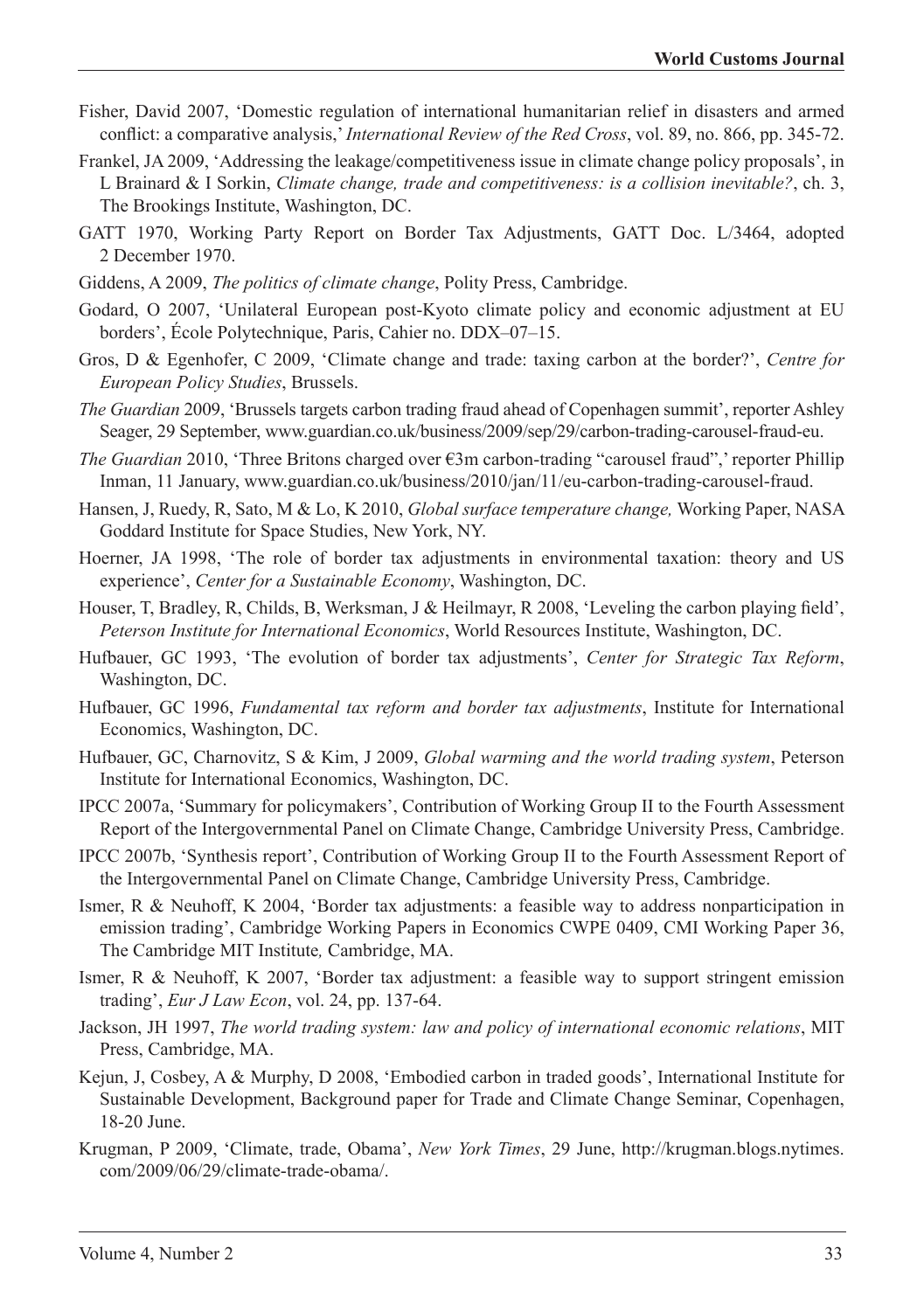Fisher, David 2007, 'Domestic regulation of international humanitarian relief in disasters and armed conflict: a comparative analysis,' *International Review of the Red Cross*, vol. 89, no. 866, pp. 345-72.

Frankel, JA 2009, 'Addressing the leakage/competitiveness issue in climate change policy proposals', in L Brainard & I Sorkin, *Climate change, trade and competitiveness: is a collision inevitable?*, ch. 3, The Brookings Institute, Washington, DC.

GATT 1970, Working Party Report on Border Tax Adjustments, GATT Doc. L/3464, adopted 2 December 1970.

Giddens, A 2009, *The politics of climate change*, Polity Press, Cambridge.

Godard, O 2007, 'Unilateral European post-Kyoto climate policy and economic adjustment at EU borders', École Polytechnique, Paris, Cahier no. DDX–07–15.

Gros, D & Egenhofer, C 2009, 'Climate change and trade: taxing carbon at the border?', *Centre for European Policy Studies*, Brussels.

*The Guardian* 2009, 'Brussels targets carbon trading fraud ahead of Copenhagen summit', reporter Ashley Seager, 29 September, www.guardian.co.uk/business/2009/sep/29/carbon-trading-carousel-fraud-eu.

*The Guardian* 2010, 'Three Britons charged over €3m carbon-trading "carousel fraud",' reporter Phillip Inman, 11 January, www.guardian.co.uk/business/2010/jan/11/eu-carbon-trading-carousel-fraud.

Hansen, J, Ruedy, R, Sato, M & Lo, K 2010, *Global surface temperature change,* Working Paper, NASA Goddard Institute for Space Studies, New York, NY.

Hoerner, JA 1998, 'The role of border tax adjustments in environmental taxation: theory and US experience', *Center for a Sustainable Economy*, Washington, DC.

Houser, T, Bradley, R, Childs, B, Werksman, J & Heilmayr, R 2008, 'Leveling the carbon playing field', *Peterson Institute for International Economics*, World Resources Institute, Washington, DC.

Hufbauer, GC 1993, 'The evolution of border tax adjustments', *Center for Strategic Tax Reform*, Washington, DC.

Hufbauer, GC 1996, *Fundamental tax reform and border tax adjustments*, Institute for International Economics, Washington, DC.

Hufbauer, GC, Charnovitz, S & Kim, J 2009, *Global warming and the world trading system*, Peterson Institute for International Economics, Washington, DC.

IPCC 2007a, 'Summary for policymakers', Contribution of Working Group II to the Fourth Assessment Report of the Intergovernmental Panel on Climate Change, Cambridge University Press, Cambridge.

IPCC 2007b, 'Synthesis report', Contribution of Working Group II to the Fourth Assessment Report of the Intergovernmental Panel on Climate Change, Cambridge University Press, Cambridge.

Ismer, R & Neuhoff, K 2004, 'Border tax adjustments: a feasible way to address nonparticipation in emission trading', Cambridge Working Papers in Economics CWPE 0409, CMI Working Paper 36, The Cambridge MIT Institute*,* Cambridge, MA.

Ismer, R & Neuhoff, K 2007, 'Border tax adjustment: a feasible way to support stringent emission trading', *Eur J Law Econ*, vol. 24, pp. 137-64.

Jackson, JH 1997, *The world trading system: law and policy of international economic relations*, MIT Press, Cambridge, MA.

Kejun, J, Cosbey, A & Murphy, D 2008, 'Embodied carbon in traded goods', International Institute for Sustainable Development, Background paper for Trade and Climate Change Seminar, Copenhagen, 18-20 June.

Krugman, P 2009, 'Climate, trade, Obama', *New York Times*, 29 June, http://krugman.blogs.nytimes.com/2009/06/29/climate-trade-obama/.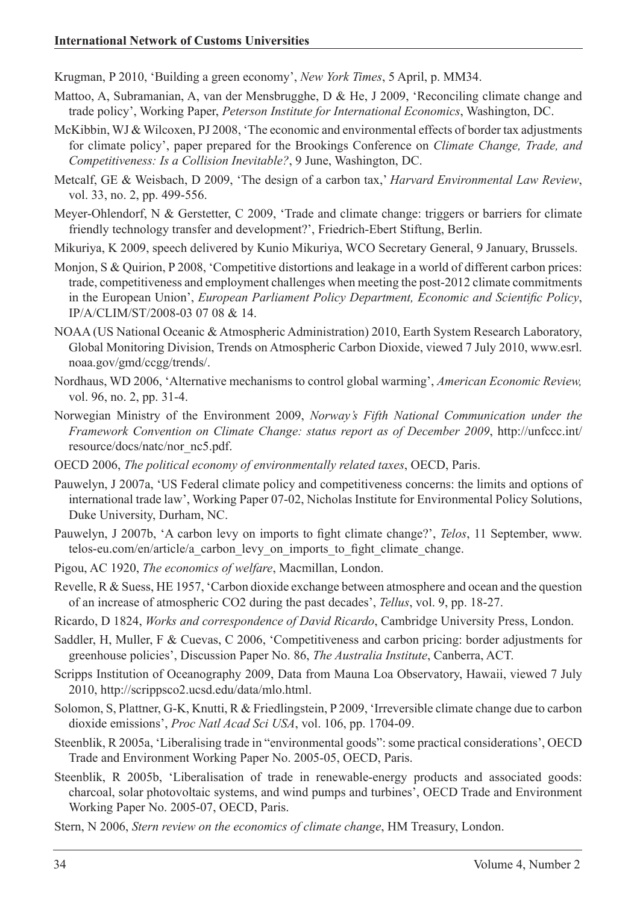Krugman, P 2010, 'Building a green economy', *New York Times*, 5 April, p. MM34.

Mattoo, A, Subramanian, A, van der Mensbrugghe, D & He, J 2009, 'Reconciling climate change and trade policy', Working Paper, *Peterson Institute for International Economics*, Washington, DC.

McKibbin, WJ & Wilcoxen, PJ 2008, 'The economic and environmental effects of border tax adjustments for climate policy', paper prepared for the Brookings Conference on *Climate Change, Trade, and Competitiveness: Is a Collision Inevitable?*, 9 June, Washington, DC.

Metcalf, GE & Weisbach, D 2009, 'The design of a carbon tax,' *Harvard Environmental Law Review*, vol. 33, no. 2, pp. 499-556.

Meyer-Ohlendorf, N & Gerstetter, C 2009, 'Trade and climate change: triggers or barriers for climate friendly technology transfer and development?', Friedrich-Ebert Stiftung, Berlin.

Mikuriya, K 2009, speech delivered by Kunio Mikuriya, WCO Secretary General, 9 January, Brussels.

Monjon, S & Quirion, P 2008, 'Competitive distortions and leakage in a world of different carbon prices: trade, competitiveness and employment challenges when meeting the post-2012 climate commitments in the European Union', *European Parliament Policy Department, Economic and Scientific Policy*, IP/A/CLIM/ST/2008-03 07 08 & 14.

NOAA (US National Oceanic & Atmospheric Administration) 2010, Earth System Research Laboratory, Global Monitoring Division, Trends on Atmospheric Carbon Dioxide, viewed 7 July 2010, www.esrl.noaa.gov/gmd/ccgg/trends/.

Nordhaus, WD 2006, 'Alternative mechanisms to control global warming', *American Economic Review,* vol. 96, no. 2, pp. 31-4.

Norwegian Ministry of the Environment 2009, *Norway's Fifth National Communication under the Framework Convention on Climate Change: status report as of December 2009*, http://unfccc.int/resource/docs/natc/nor_nc5.pdf.

OECD 2006, *The political economy of environmentally related taxes*, OECD, Paris.

Pauwelyn, J 2007a, 'US Federal climate policy and competitiveness concerns: the limits and options of international trade law', Working Paper 07-02, Nicholas Institute for Environmental Policy Solutions, Duke University, Durham, NC.

Pauwelyn, J 2007b, 'A carbon levy on imports to fight climate change?', *Telos*, 11 September, www.telos-eu.com/en/article/a_carbon_levy_on_imports_to_fight_climate_change.

Pigou, AC 1920, *The economics of welfare*, Macmillan, London.

Revelle, R & Suess, HE 1957, 'Carbon dioxide exchange between atmosphere and ocean and the question of an increase of atmospheric CO2 during the past decades', *Tellus*, vol. 9, pp. 18-27.

Ricardo, D 1824, *Works and correspondence of David Ricardo*, Cambridge University Press, London.

Saddler, H, Muller, F & Cuevas, C 2006, 'Competitiveness and carbon pricing: border adjustments for greenhouse policies', Discussion Paper No. 86, *The Australia Institute*, Canberra, ACT.

Scripps Institution of Oceanography 2009, Data from Mauna Loa Observatory, Hawaii, viewed 7 July 2010, http://scrippsco2.ucsd.edu/data/mlo.html.

Solomon, S, Plattner, G-K, Knutti, R & Friedlingstein, P 2009, 'Irreversible climate change due to carbon dioxide emissions', *Proc Natl Acad Sci USA*, vol. 106, pp. 1704-09.

Steenblik, R 2005a, 'Liberalising trade in "environmental goods": some practical considerations', OECD Trade and Environment Working Paper No. 2005-05, OECD, Paris.

Steenblik, R 2005b, 'Liberalisation of trade in renewable-energy products and associated goods: charcoal, solar photovoltaic systems, and wind pumps and turbines', OECD Trade and Environment Working Paper No. 2005-07, OECD, Paris.

Stern, N 2006, *Stern review on the economics of climate change*, HM Treasury, London.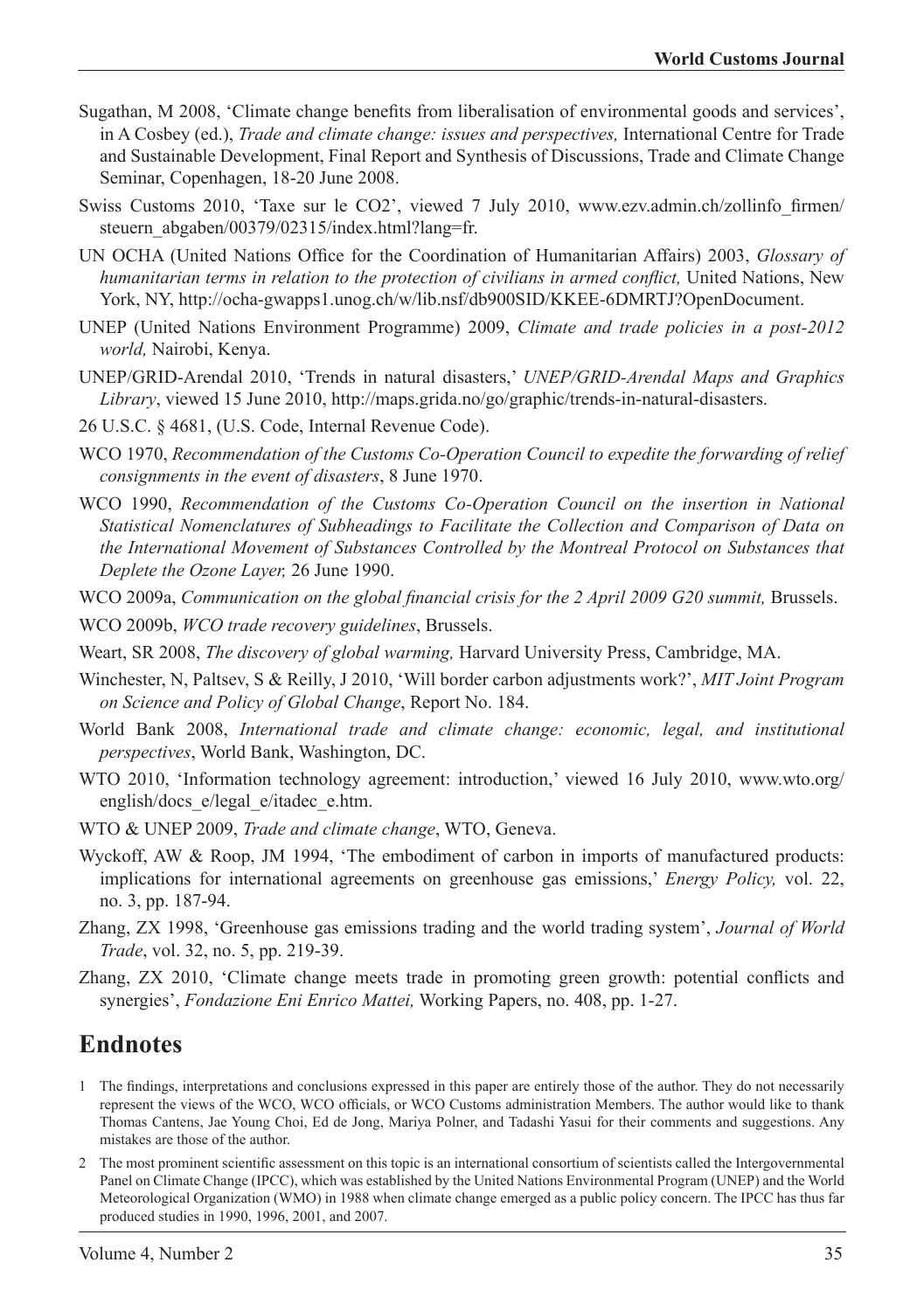Sugathan, M 2008, 'Climate change benefits from liberalisation of environmental goods and services', in A Cosbey (ed.), *Trade and climate change: issues and perspectives,* International Centre for Trade and Sustainable Development, Final Report and Synthesis of Discussions, Trade and Climate Change Seminar, Copenhagen, 18-20 June 2008.

Swiss Customs 2010, 'Taxe sur le CO2', viewed 7 July 2010, www.ezv.admin.ch/zollinfo_firmen/steuern_abgaben/00379/02315/index.html?lang=fr.

UN OCHA (United Nations Office for the Coordination of Humanitarian Affairs) 2003, *Glossary of humanitarian terms in relation to the protection of civilians in armed conflict,* United Nations, New York, NY, http://ocha-gwapps1.unog.ch/w/lib.nsf/db900SID/KKEE-6DMRTJ?OpenDocument.

UNEP (United Nations Environment Programme) 2009, *Climate and trade policies in a post-2012 world,* Nairobi, Kenya.

UNEP/GRID-Arendal 2010, 'Trends in natural disasters,' *UNEP/GRID-Arendal Maps and Graphics Library*, viewed 15 June 2010, http://maps.grida.no/go/graphic/trends-in-natural-disasters.

26 U.S.C. § 4681, (U.S. Code, Internal Revenue Code).

WCO 1970, *Recommendation of the Customs Co-Operation Council to expedite the forwarding of relief consignments in the event of disasters*, 8 June 1970.

WCO 1990, *Recommendation of the Customs Co-Operation Council on the insertion in National Statistical Nomenclatures of Subheadings to Facilitate the Collection and Comparison of Data on the International Movement of Substances Controlled by the Montreal Protocol on Substances that Deplete the Ozone Layer,* 26 June 1990.

WCO 2009a, *Communication on the global financial crisis for the 2 April 2009 G20 summit,* Brussels.

WCO 2009b, *WCO trade recovery guidelines*, Brussels.

Weart, SR 2008, *The discovery of global warming,* Harvard University Press, Cambridge, MA.

Winchester, N, Paltsev, S & Reilly, J 2010, 'Will border carbon adjustments work?', *MIT Joint Program on Science and Policy of Global Change*, Report No. 184.

World Bank 2008, *International trade and climate change: economic, legal, and institutional perspectives*, World Bank, Washington, DC.

WTO 2010, 'Information technology agreement: introduction,' viewed 16 July 2010, www.wto.org/english/docs_e/legal_e/itadec_e.htm.

WTO & UNEP 2009, *Trade and climate change*, WTO, Geneva.

Wyckoff, AW & Roop, JM 1994, 'The embodiment of carbon in imports of manufactured products: implications for international agreements on greenhouse gas emissions,' *Energy Policy,* vol. 22, no. 3, pp. 187-94.

Zhang, ZX 1998, 'Greenhouse gas emissions trading and the world trading system', *Journal of World Trade*, vol. 32, no. 5, pp. 219-39.

Zhang, ZX 2010, 'Climate change meets trade in promoting green growth: potential conflicts and synergies', *Fondazione Eni Enrico Mattei,* Working Papers, no. 408, pp. 1-27.

## Endnotes

1 The findings, interpretations and conclusions expressed in this paper are entirely those of the author. They do not necessarily represent the views of the WCO, WCO officials, or WCO Customs administration Members. The author would like to thank Thomas Cantens, Jae Young Choi, Ed de Jong, Mariya Polner, and Tadashi Yasui for their comments and suggestions. Any mistakes are those of the author.

2 The most prominent scientific assessment on this topic is an international consortium of scientists called the Intergovernmental Panel on Climate Change (IPCC), which was established by the United Nations Environmental Program (UNEP) and the World Meteorological Organization (WMO) in 1988 when climate change emerged as a public policy concern. The IPCC has thus far produced studies in 1990, 1996, 2001, and 2007.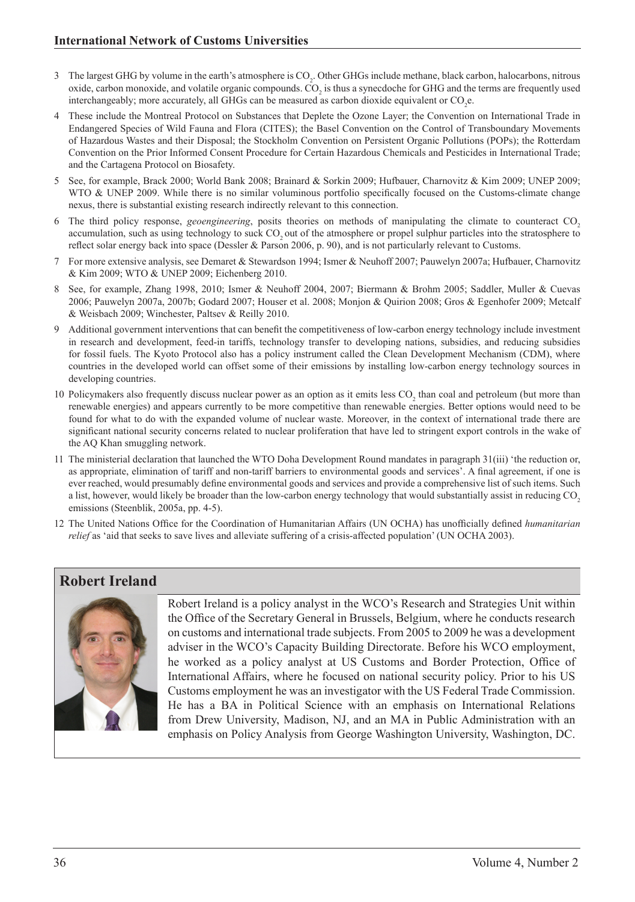3 The largest GHG by volume in the earth's atmosphere is $CO_2$. Other GHGs include methane, black carbon, halocarbons, nitrous oxide, carbon monoxide, and volatile organic compounds. $CO_2$ is thus a synecdoche for GHG and the terms are frequently used interchangeably; more accurately, all GHGs can be measured as carbon dioxide equivalent or $CO_2$e.

4 These include the Montreal Protocol on Substances that Deplete the Ozone Layer; the Convention on International Trade in Endangered Species of Wild Fauna and Flora (CITES); the Basel Convention on the Control of Transboundary Movements of Hazardous Wastes and their Disposal; the Stockholm Convention on Persistent Organic Pollutions (POPs); the Rotterdam Convention on the Prior Informed Consent Procedure for Certain Hazardous Chemicals and Pesticides in International Trade; and the Cartagena Protocol on Biosafety.

5 See, for example, Brack 2000; World Bank 2008; Brainard & Sorkin 2009; Hufbauer, Charnovitz & Kim 2009; UNEP 2009; WTO & UNEP 2009. While there is no similar voluminous portfolio specifically focused on the Customs-climate change nexus, there is substantial existing research indirectly relevant to this connection.

6 The third policy response, *geoengineering*, posits theories on methods of manipulating the climate to counteract $CO_2$ accumulation, such as using technology to suck $CO_2$ out of the atmosphere or propel sulphur particles into the stratosphere to reflect solar energy back into space (Dessler & Parson 2006, p. 90), and is not particularly relevant to Customs.

7 For more extensive analysis, see Demaret & Stewardson 1994; Ismer & Neuhoff 2007; Pauwelyn 2007a; Hufbauer, Charnovitz & Kim 2009; WTO & UNEP 2009; Eichenberg 2010.

8 See, for example, Zhang 1998, 2010; Ismer & Neuhoff 2004, 2007; Biermann & Brohm 2005; Saddler, Muller & Cuevas 2006; Pauwelyn 2007a, 2007b; Godard 2007; Houser et al. 2008; Monjon & Quirion 2008; Gros & Egenhofer 2009; Metcalf & Weisbach 2009; Winchester, Paltsev & Reilly 2010.

9 Additional government interventions that can benefit the competitiveness of low-carbon energy technology include investment in research and development, feed-in tariffs, technology transfer to developing nations, subsidies, and reducing subsidies for fossil fuels. The Kyoto Protocol also has a policy instrument called the Clean Development Mechanism (CDM), where countries in the developed world can offset some of their emissions by installing low-carbon energy technology sources in developing countries.

10 Policymakers also frequently discuss nuclear power as an option as it emits less $CO_2$ than coal and petroleum (but more than renewable energies) and appears currently to be more competitive than renewable energies. Better options would need to be found for what to do with the expanded volume of nuclear waste. Moreover, in the context of international trade there are significant national security concerns related to nuclear proliferation that have led to stringent export controls in the wake of the AQ Khan smuggling network.

11 The ministerial declaration that launched the WTO Doha Development Round mandates in paragraph 31(iii) 'the reduction or, as appropriate, elimination of tariff and non-tariff barriers to environmental goods and services'. A final agreement, if one is ever reached, would presumably define environmental goods and services and provide a comprehensive list of such items. Such a list, however, would likely be broader than the low-carbon energy technology that would substantially assist in reducing $CO_2$ emissions (Steenblik, 2005a, pp. 4-5).

12 The United Nations Office for the Coordination of Humanitarian Affairs (UN OCHA) has unofficially defined *humanitarian relief* as 'aid that seeks to save lives and alleviate suffering of a crisis-affected population' (UN OCHA 2003).

## Robert Ireland

Robert Ireland is a policy analyst in the WCO's Research and Strategies Unit within the Office of the Secretary General in Brussels, Belgium, where he conducts research on customs and international trade subjects. From 2005 to 2009 he was a development adviser in the WCO's Capacity Building Directorate. Before his WCO employment, he worked as a policy analyst at US Customs and Border Protection, Office of International Affairs, where he focused on national security policy. Prior to his US Customs employment he was an investigator with the US Federal Trade Commission. He has a BA in Political Science with an emphasis on International Relations from Drew University, Madison, NJ, and an MA in Public Administration with an emphasis on Policy Analysis from George Washington University, Washington, DC.